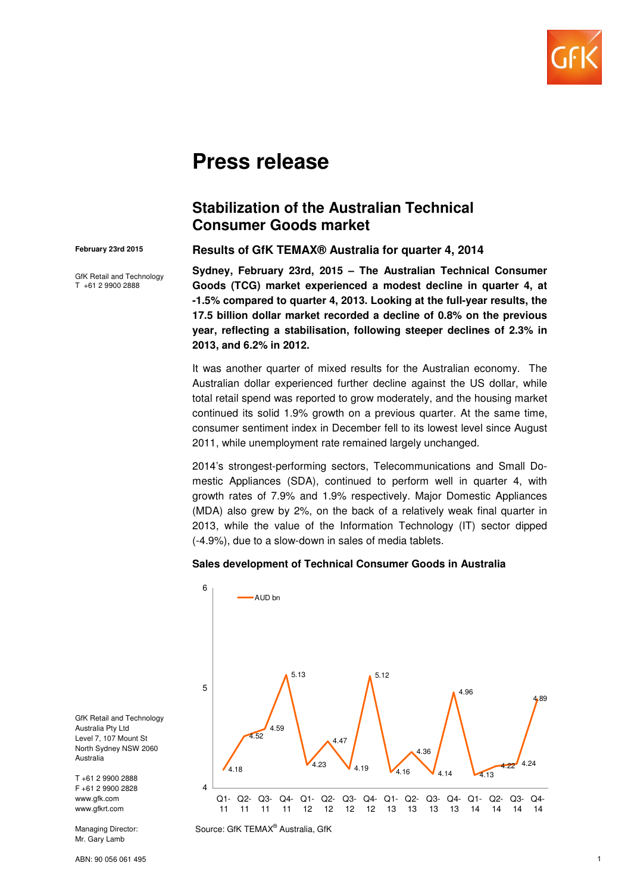# Press release

## Stabilization of the Australian Technical Consumer Goods market

February 23rd 2015

GfK Retail and Technology
T +61 2 9900 2888

### Results of GfK TEMAX® Australia for quarter 4, 2014

**Sydney, February 23rd, 2015 – The Australian Technical Consumer Goods (TCG) market experienced a modest decline in quarter 4, at -1.5% compared to quarter 4, 2013. Looking at the full-year results, the 17.5 billion dollar market recorded a decline of 0.8% on the previous year, reflecting a stabilisation, following steeper declines of 2.3% in 2013, and 6.2% in 2012.**

It was another quarter of mixed results for the Australian economy. The Australian dollar experienced further decline against the US dollar, while total retail spend was reported to grow moderately, and the housing market continued its solid 1.9% growth on a previous quarter. At the same time, consumer sentiment index in December fell to its lowest level since August 2011, while unemployment rate remained largely unchanged.

2014's strongest-performing sectors, Telecommunications and Small Domestic Appliances (SDA), continued to perform well in quarter 4, with growth rates of 7.9% and 1.9% respectively. Major Domestic Appliances (MDA) also grew by 2%, on the back of a relatively weak final quarter in 2013, while the value of the Information Technology (IT) sector dipped (-4.9%), due to a slow-down in sales of media tablets.

**Sales development of Technical Consumer Goods in Australia**

| Quarter | AUD bn |
|---|---|
| Q1-11 | 4.18 |
| Q2-11 | 4.52 |
| Q3-11 | 4.59 |
| Q4-11 | 5.13 |
| Q1-12 | 4.23 |
| Q2-12 | 4.47 |
| Q3-12 | 4.19 |
| Q4-12 | 5.12 |
| Q1-13 | 4.16 |
| Q2-13 | 4.36 |
| Q3-13 | 4.14 |
| Q4-13 | 4.96 |
| Q1-14 | 4.13 |
| Q2-14 | 4.22 |
| Q3-14 | 4.24 |
| Q4-14 | 4.89 |

Source: GfK TEMAX® Australia, GfK

GfK Retail and Technology
Australia Pty Ltd
Level 7, 107 Mount St
North Sydney NSW 2060
Australia

T +61 2 9900 2888
F +61 2 9900 2828
www.gfk.com
www.gfkrt.com

Managing Director:
Mr. Gary Lamb

ABN: 90 056 061 495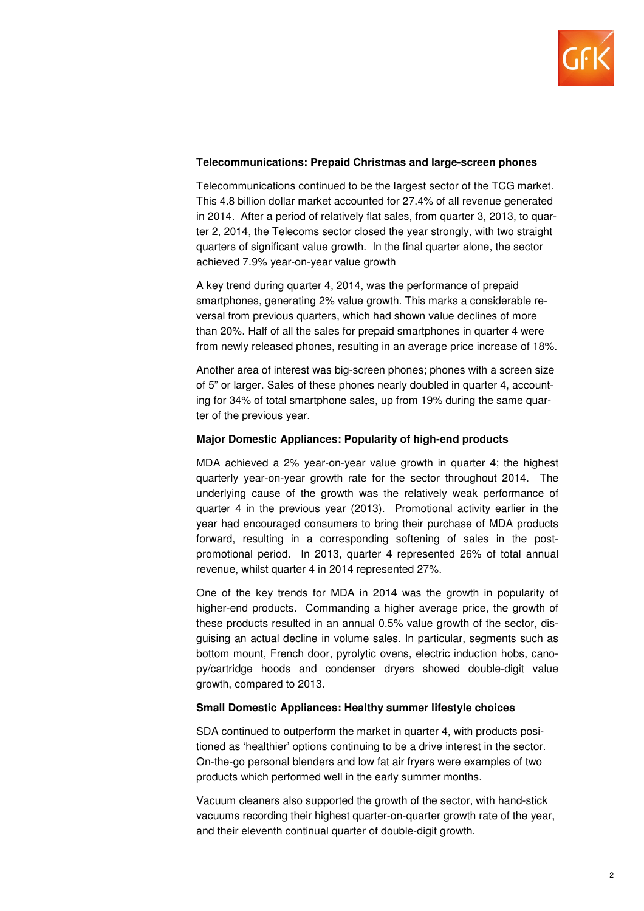**Telecommunications: Prepaid Christmas and large-screen phones**

Telecommunications continued to be the largest sector of the TCG market. This 4.8 billion dollar market accounted for 27.4% of all revenue generated in 2014. After a period of relatively flat sales, from quarter 3, 2013, to quarter 2, 2014, the Telecoms sector closed the year strongly, with two straight quarters of significant value growth. In the final quarter alone, the sector achieved 7.9% year-on-year value growth

A key trend during quarter 4, 2014, was the performance of prepaid smartphones, generating 2% value growth. This marks a considerable reversal from previous quarters, which had shown value declines of more than 20%. Half of all the sales for prepaid smartphones in quarter 4 were from newly released phones, resulting in an average price increase of 18%.

Another area of interest was big-screen phones; phones with a screen size of 5" or larger. Sales of these phones nearly doubled in quarter 4, accounting for 34% of total smartphone sales, up from 19% during the same quarter of the previous year.

**Major Domestic Appliances: Popularity of high-end products**

MDA achieved a 2% year-on-year value growth in quarter 4; the highest quarterly year-on-year growth rate for the sector throughout 2014. The underlying cause of the growth was the relatively weak performance of quarter 4 in the previous year (2013). Promotional activity earlier in the year had encouraged consumers to bring their purchase of MDA products forward, resulting in a corresponding softening of sales in the post-promotional period. In 2013, quarter 4 represented 26% of total annual revenue, whilst quarter 4 in 2014 represented 27%.

One of the key trends for MDA in 2014 was the growth in popularity of higher-end products. Commanding a higher average price, the growth of these products resulted in an annual 0.5% value growth of the sector, disguising an actual decline in volume sales. In particular, segments such as bottom mount, French door, pyrolytic ovens, electric induction hobs, canopy/cartridge hoods and condenser dryers showed double-digit value growth, compared to 2013.

**Small Domestic Appliances: Healthy summer lifestyle choices**

SDA continued to outperform the market in quarter 4, with products positioned as 'healthier' options continuing to be a drive interest in the sector. On-the-go personal blenders and low fat air fryers were examples of two products which performed well in the early summer months.

Vacuum cleaners also supported the growth of the sector, with hand-stick vacuums recording their highest quarter-on-quarter growth rate of the year, and their eleventh continual quarter of double-digit growth.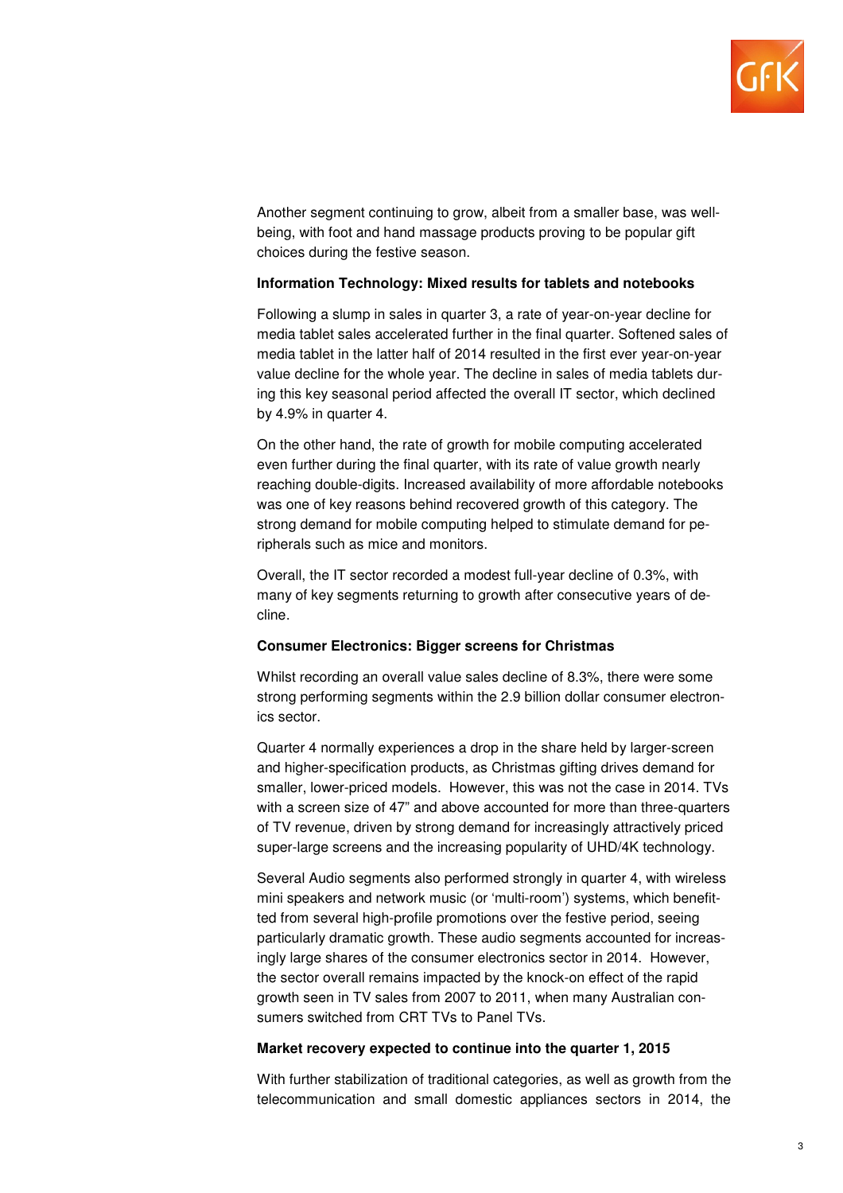Another segment continuing to grow, albeit from a smaller base, was well-being, with foot and hand massage products proving to be popular gift choices during the festive season.

**Information Technology: Mixed results for tablets and notebooks**

Following a slump in sales in quarter 3, a rate of year-on-year decline for media tablet sales accelerated further in the final quarter. Softened sales of media tablet in the latter half of 2014 resulted in the first ever year-on-year value decline for the whole year. The decline in sales of media tablets during this key seasonal period affected the overall IT sector, which declined by 4.9% in quarter 4.

On the other hand, the rate of growth for mobile computing accelerated even further during the final quarter, with its rate of value growth nearly reaching double-digits. Increased availability of more affordable notebooks was one of key reasons behind recovered growth of this category. The strong demand for mobile computing helped to stimulate demand for peripherals such as mice and monitors.

Overall, the IT sector recorded a modest full-year decline of 0.3%, with many of key segments returning to growth after consecutive years of decline.

**Consumer Electronics: Bigger screens for Christmas**

Whilst recording an overall value sales decline of 8.3%, there were some strong performing segments within the 2.9 billion dollar consumer electronics sector.

Quarter 4 normally experiences a drop in the share held by larger-screen and higher-specification products, as Christmas gifting drives demand for smaller, lower-priced models. However, this was not the case in 2014. TVs with a screen size of 47" and above accounted for more than three-quarters of TV revenue, driven by strong demand for increasingly attractively priced super-large screens and the increasing popularity of UHD/4K technology.

Several Audio segments also performed strongly in quarter 4, with wireless mini speakers and network music (or 'multi-room') systems, which benefitted from several high-profile promotions over the festive period, seeing particularly dramatic growth. These audio segments accounted for increasingly large shares of the consumer electronics sector in 2014. However, the sector overall remains impacted by the knock-on effect of the rapid growth seen in TV sales from 2007 to 2011, when many Australian consumers switched from CRT TVs to Panel TVs.

**Market recovery expected to continue into the quarter 1, 2015**

With further stabilization of traditional categories, as well as growth from the telecommunication and small domestic appliances sectors in 2014, the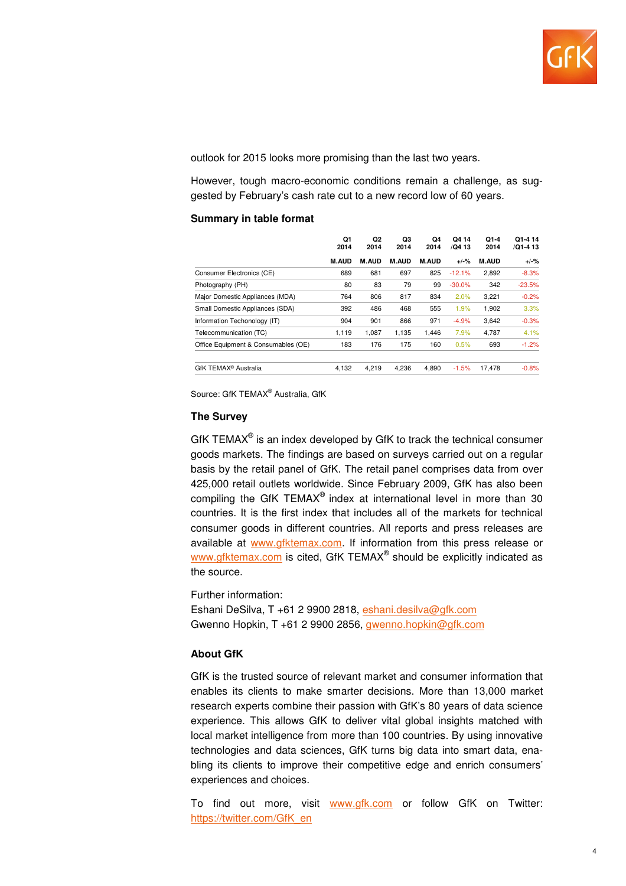outlook for 2015 looks more promising than the last two years.

However, tough macro-economic conditions remain a challenge, as suggested by February's cash rate cut to a new record low of 60 years.

**Summary in table format**

| | Q1 2014 | Q2 2014 | Q3 2014 | Q4 2014 | Q4 14 /Q4 13 | Q1-4 2014 | Q1-4 14 /Q1-4 13 |
|---|---|---|---|---|---|---|---|
| | M.AUD | M.AUD | M.AUD | M.AUD | +/-% | M.AUD | +/-% |
| Consumer Electronics (CE) | 689 | 681 | 697 | 825 | -12.1% | 2,892 | -8.3% |
| Photography (PH) | 80 | 83 | 79 | 99 | -30.0% | 342 | -23.5% |
| Major Domestic Appliances (MDA) | 764 | 806 | 817 | 834 | 2.0% | 3,221 | -0.2% |
| Small Domestic Appliances (SDA) | 392 | 486 | 468 | 555 | 1.9% | 1,902 | 3.3% |
| Information Techonology (IT) | 904 | 901 | 866 | 971 | -4.9% | 3,642 | -0.3% |
| Telecommunication (TC) | 1,119 | 1,087 | 1,135 | 1,446 | 7.9% | 4,787 | 4.1% |
| Office Equipment & Consumables (OE) | 183 | 176 | 175 | 160 | 0.5% | 693 | -1.2% |
| GfK TEMAX® Australia | 4,132 | 4,219 | 4,236 | 4,890 | -1.5% | 17,478 | -0.8% |

Source: GfK TEMAX® Australia, GfK

**The Survey**

GfK TEMAX® is an index developed by GfK to track the technical consumer goods markets. The findings are based on surveys carried out on a regular basis by the retail panel of GfK. The retail panel comprises data from over 425,000 retail outlets worldwide. Since February 2009, GfK has also been compiling the GfK TEMAX® index at international level in more than 30 countries. It is the first index that includes all of the markets for technical consumer goods in different countries. All reports and press releases are available at www.gfktemax.com. If information from this press release or www.gfktemax.com is cited, GfK TEMAX® should be explicitly indicated as the source.

Further information:
Eshani DeSilva, T +61 2 9900 2818, eshani.desilva@gfk.com
Gwenno Hopkin, T +61 2 9900 2856, gwenno.hopkin@gfk.com

**About GfK**

GfK is the trusted source of relevant market and consumer information that enables its clients to make smarter decisions. More than 13,000 market research experts combine their passion with GfK's 80 years of data science experience. This allows GfK to deliver vital global insights matched with local market intelligence from more than 100 countries. By using innovative technologies and data sciences, GfK turns big data into smart data, enabling its clients to improve their competitive edge and enrich consumers' experiences and choices.

To find out more, visit www.gfk.com or follow GfK on Twitter: https://twitter.com/GfK_en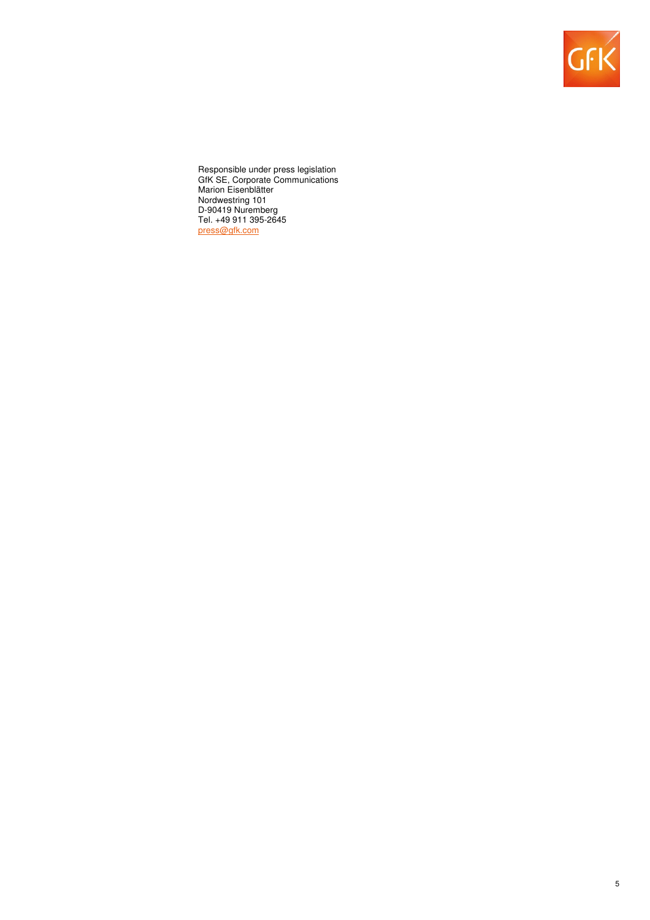Responsible under press legislation
GfK SE, Corporate Communications
Marion Eisenblätter
Nordwestring 101
D-90419 Nuremberg
Tel. +49 911 395-2645
press@gfk.com